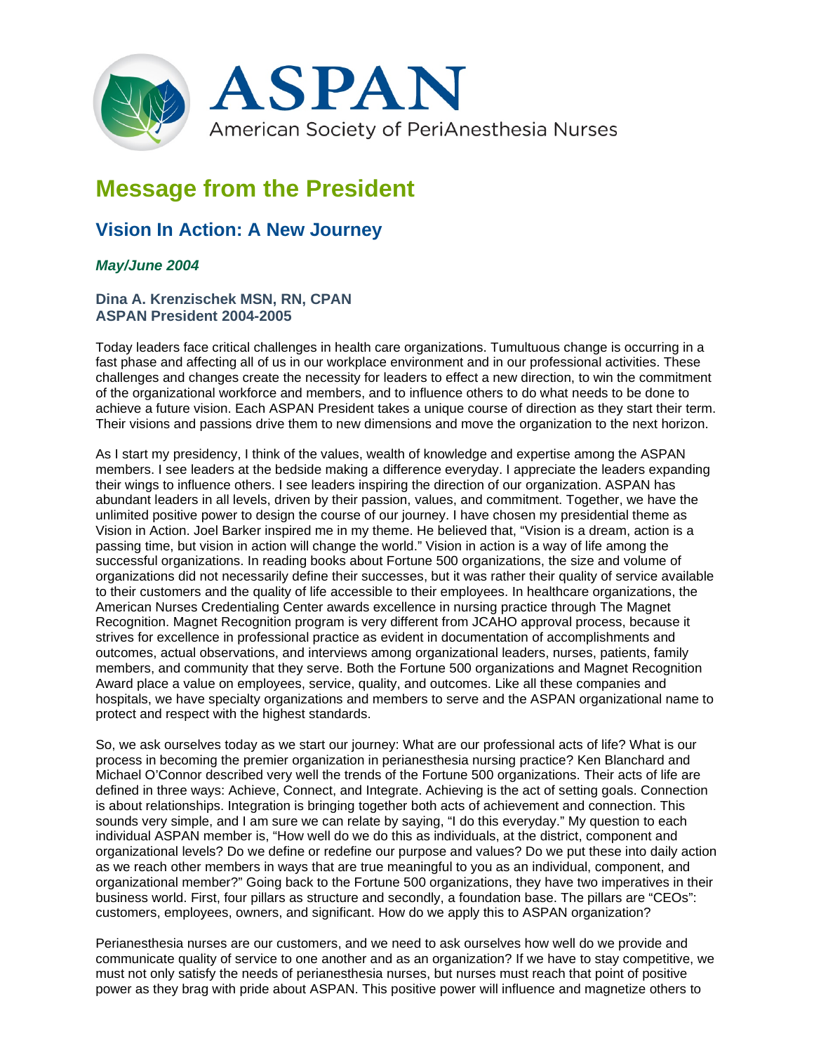ASPAN

American Society of PeriAnesthesia Nurses

# Message from the President

## Vision In Action: A New Journey

***May/June 2004***

**Dina A. Krenzischek MSN, RN, CPAN**
**ASPAN President 2004-2005**

Today leaders face critical challenges in health care organizations. Tumultuous change is occurring in a fast phase and affecting all of us in our workplace environment and in our professional activities. These challenges and changes create the necessity for leaders to effect a new direction, to win the commitment of the organizational workforce and members, and to influence others to do what needs to be done to achieve a future vision. Each ASPAN President takes a unique course of direction as they start their term. Their visions and passions drive them to new dimensions and move the organization to the next horizon.

As I start my presidency, I think of the values, wealth of knowledge and expertise among the ASPAN members. I see leaders at the bedside making a difference everyday. I appreciate the leaders expanding their wings to influence others. I see leaders inspiring the direction of our organization. ASPAN has abundant leaders in all levels, driven by their passion, values, and commitment. Together, we have the unlimited positive power to design the course of our journey. I have chosen my presidential theme as Vision in Action. Joel Barker inspired me in my theme. He believed that, "Vision is a dream, action is a passing time, but vision in action will change the world." Vision in action is a way of life among the successful organizations. In reading books about Fortune 500 organizations, the size and volume of organizations did not necessarily define their successes, but it was rather their quality of service available to their customers and the quality of life accessible to their employees. In healthcare organizations, the American Nurses Credentialing Center awards excellence in nursing practice through The Magnet Recognition. Magnet Recognition program is very different from JCAHO approval process, because it strives for excellence in professional practice as evident in documentation of accomplishments and outcomes, actual observations, and interviews among organizational leaders, nurses, patients, family members, and community that they serve. Both the Fortune 500 organizations and Magnet Recognition Award place a value on employees, service, quality, and outcomes. Like all these companies and hospitals, we have specialty organizations and members to serve and the ASPAN organizational name to protect and respect with the highest standards.

So, we ask ourselves today as we start our journey: What are our professional acts of life? What is our process in becoming the premier organization in perianesthesia nursing practice? Ken Blanchard and Michael O'Connor described very well the trends of the Fortune 500 organizations. Their acts of life are defined in three ways: Achieve, Connect, and Integrate. Achieving is the act of setting goals. Connection is about relationships. Integration is bringing together both acts of achievement and connection. This sounds very simple, and I am sure we can relate by saying, "I do this everyday." My question to each individual ASPAN member is, "How well do we do this as individuals, at the district, component and organizational levels? Do we define or redefine our purpose and values? Do we put these into daily action as we reach other members in ways that are true meaningful to you as an individual, component, and organizational member?" Going back to the Fortune 500 organizations, they have two imperatives in their business world. First, four pillars as structure and secondly, a foundation base. The pillars are "CEOs": customers, employees, owners, and significant. How do we apply this to ASPAN organization?

Perianesthesia nurses are our customers, and we need to ask ourselves how well do we provide and communicate quality of service to one another and as an organization? If we have to stay competitive, we must not only satisfy the needs of perianesthesia nurses, but nurses must reach that point of positive power as they brag with pride about ASPAN. This positive power will influence and magnetize others to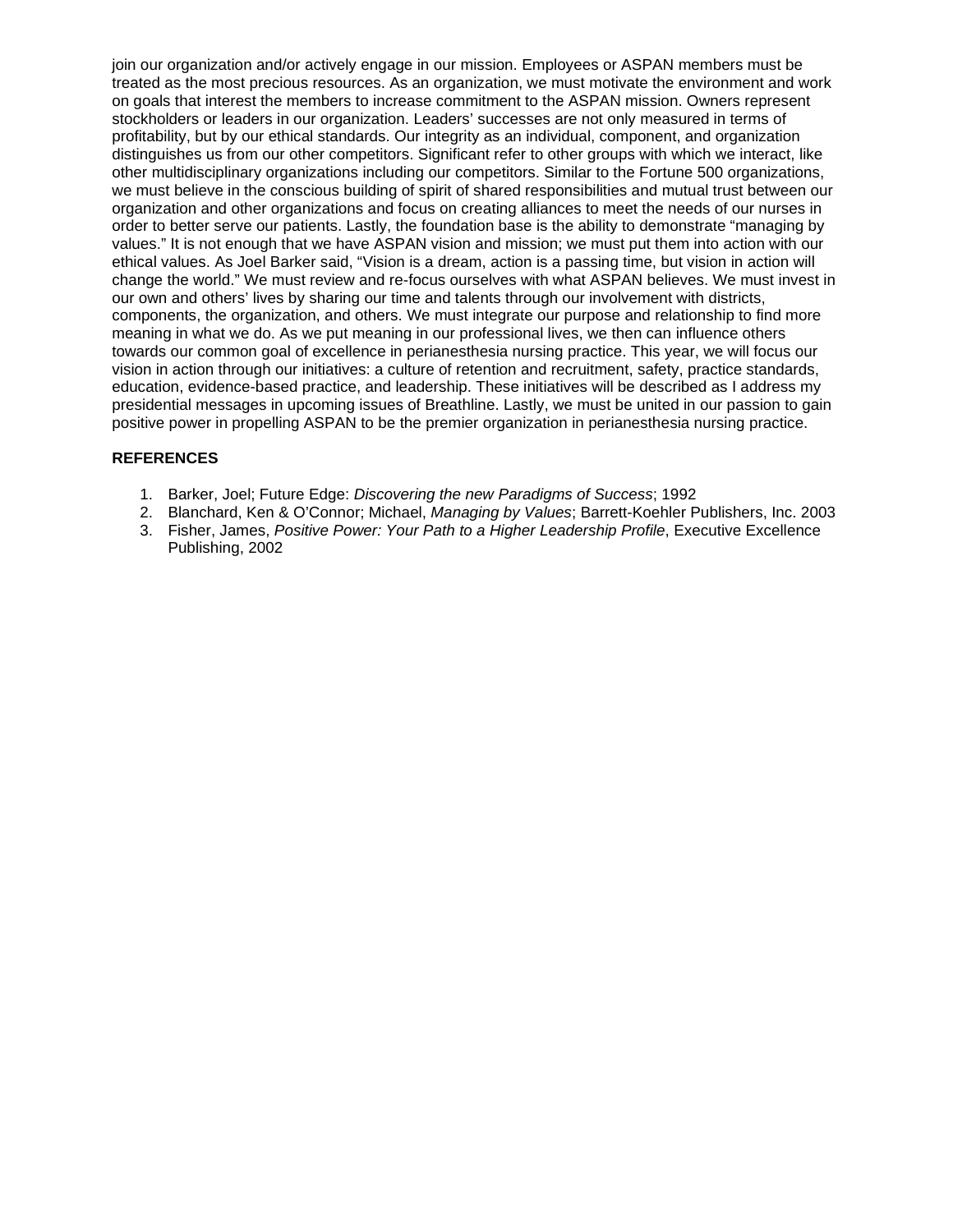join our organization and/or actively engage in our mission. Employees or ASPAN members must be treated as the most precious resources. As an organization, we must motivate the environment and work on goals that interest the members to increase commitment to the ASPAN mission. Owners represent stockholders or leaders in our organization. Leaders' successes are not only measured in terms of profitability, but by our ethical standards. Our integrity as an individual, component, and organization distinguishes us from our other competitors. Significant refer to other groups with which we interact, like other multidisciplinary organizations including our competitors. Similar to the Fortune 500 organizations, we must believe in the conscious building of spirit of shared responsibilities and mutual trust between our organization and other organizations and focus on creating alliances to meet the needs of our nurses in order to better serve our patients. Lastly, the foundation base is the ability to demonstrate "managing by values." It is not enough that we have ASPAN vision and mission; we must put them into action with our ethical values. As Joel Barker said, "Vision is a dream, action is a passing time, but vision in action will change the world." We must review and re-focus ourselves with what ASPAN believes. We must invest in our own and others' lives by sharing our time and talents through our involvement with districts, components, the organization, and others. We must integrate our purpose and relationship to find more meaning in what we do. As we put meaning in our professional lives, we then can influence others towards our common goal of excellence in perianesthesia nursing practice. This year, we will focus our vision in action through our initiatives: a culture of retention and recruitment, safety, practice standards, education, evidence-based practice, and leadership. These initiatives will be described as I address my presidential messages in upcoming issues of Breathline. Lastly, we must be united in our passion to gain positive power in propelling ASPAN to be the premier organization in perianesthesia nursing practice.

**REFERENCES**

1. Barker, Joel; Future Edge: *Discovering the new Paradigms of Success*; 1992
2. Blanchard, Ken & O'Connor; Michael, *Managing by Values*; Barrett-Koehler Publishers, Inc. 2003
3. Fisher, James, *Positive Power: Your Path to a Higher Leadership Profile*, Executive Excellence Publishing, 2002